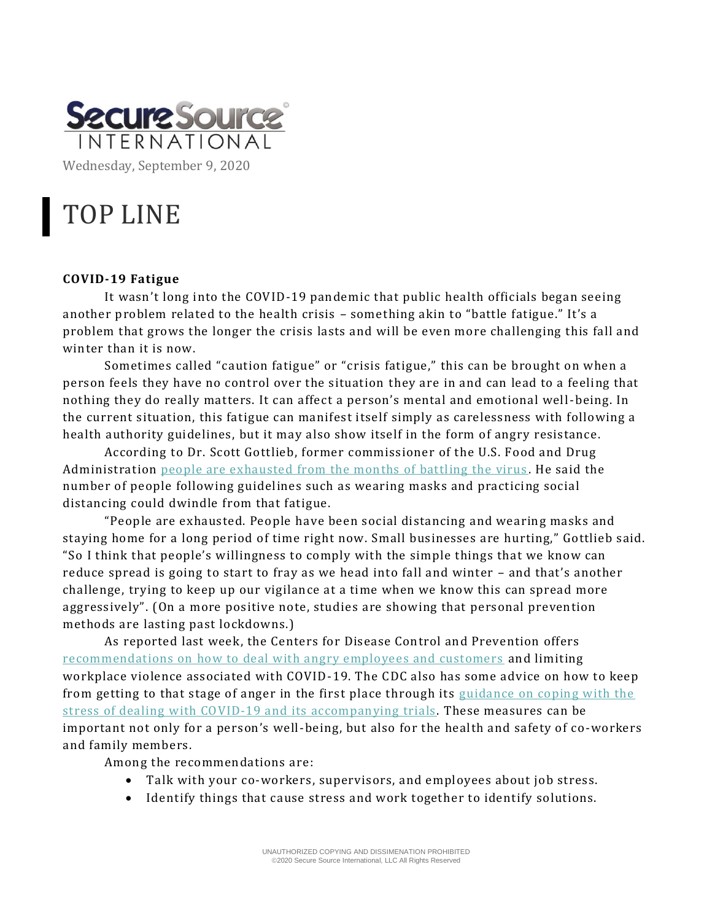Secure Source INTERNATIONAL

Wednesday, September 9, 2020

# TOP LINE

**COVID-19 Fatigue**

It wasn't long into the COVID-19 pandemic that public health officials began seeing another problem related to the health crisis – something akin to "battle fatigue." It's a problem that grows the longer the crisis lasts and will be even more challenging this fall and winter than it is now.

Sometimes called "caution fatigue" or "crisis fatigue," this can be brought on when a person feels they have no control over the situation they are in and can lead to a feeling that nothing they do really matters. It can affect a person's mental and emotional well-being. In the current situation, this fatigue can manifest itself simply as carelessness with following a health authority guidelines, but it may also show itself in the form of angry resistance.

According to Dr. Scott Gottlieb, former commissioner of the U.S. Food and Drug Administration people are exhausted from the months of battling the virus. He said the number of people following guidelines such as wearing masks and practicing social distancing could dwindle from that fatigue.

"People are exhausted. People have been social distancing and wearing masks and staying home for a long period of time right now. Small businesses are hurting," Gottlieb said. "So I think that people's willingness to comply with the simple things that we know can reduce spread is going to start to fray as we head into fall and winter – and that's another challenge, trying to keep up our vigilance at a time when we know this can spread more aggressively". (On a more positive note, studies are showing that personal prevention methods are lasting past lockdowns.)

As reported last week, the Centers for Disease Control and Prevention offers recommendations on how to deal with angry employees and customers and limiting workplace violence associated with COVID-19. The CDC also has some advice on how to keep from getting to that stage of anger in the first place through its guidance on coping with the stress of dealing with COVID-19 and its accompanying trials. These measures can be important not only for a person's well-being, but also for the health and safety of co-workers and family members.

Among the recommendations are:

- Talk with your co-workers, supervisors, and employees about job stress.
- Identify things that cause stress and work together to identify solutions.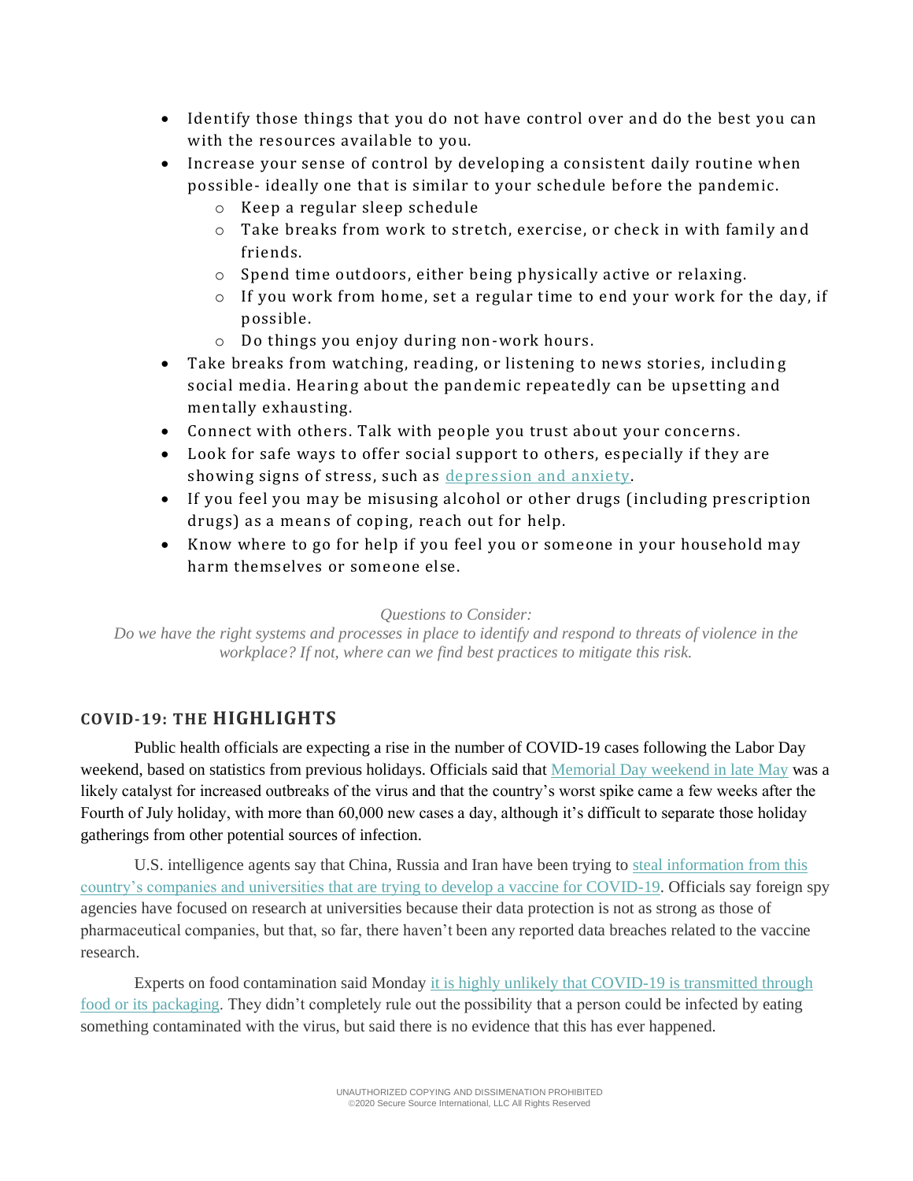- Identify those things that you do not have control over and do the best you can with the resources available to you.
- Increase your sense of control by developing a consistent daily routine when possible- ideally one that is similar to your schedule before the pandemic.
  - Keep a regular sleep schedule
  - Take breaks from work to stretch, exercise, or check in with family and friends.
  - Spend time outdoors, either being physically active or relaxing.
  - If you work from home, set a regular time to end your work for the day, if possible.
  - Do things you enjoy during non-work hours.
- Take breaks from watching, reading, or listening to news stories, including social media. Hearing about the pandemic repeatedly can be upsetting and mentally exhausting.
- Connect with others. Talk with people you trust about your concerns.
- Look for safe ways to offer social support to others, especially if they are showing signs of stress, such as depression and anxiety.
- If you feel you may be misusing alcohol or other drugs (including prescription drugs) as a means of coping, reach out for help.
- Know where to go for help if you feel you or someone in your household may harm themselves or someone else.

*Questions to Consider:*
*Do we have the right systems and processes in place to identify and respond to threats of violence in the workplace? If not, where can we find best practices to mitigate this risk.*

## COVID-19: THE HIGHLIGHTS

Public health officials are expecting a rise in the number of COVID-19 cases following the Labor Day weekend, based on statistics from previous holidays. Officials said that Memorial Day weekend in late May was a likely catalyst for increased outbreaks of the virus and that the country's worst spike came a few weeks after the Fourth of July holiday, with more than 60,000 new cases a day, although it's difficult to separate those holiday gatherings from other potential sources of infection.

U.S. intelligence agents say that China, Russia and Iran have been trying to steal information from this country's companies and universities that are trying to develop a vaccine for COVID-19. Officials say foreign spy agencies have focused on research at universities because their data protection is not as strong as those of pharmaceutical companies, but that, so far, there haven't been any reported data breaches related to the vaccine research.

Experts on food contamination said Monday it is highly unlikely that COVID-19 is transmitted through food or its packaging. They didn't completely rule out the possibility that a person could be infected by eating something contaminated with the virus, but said there is no evidence that this has ever happened.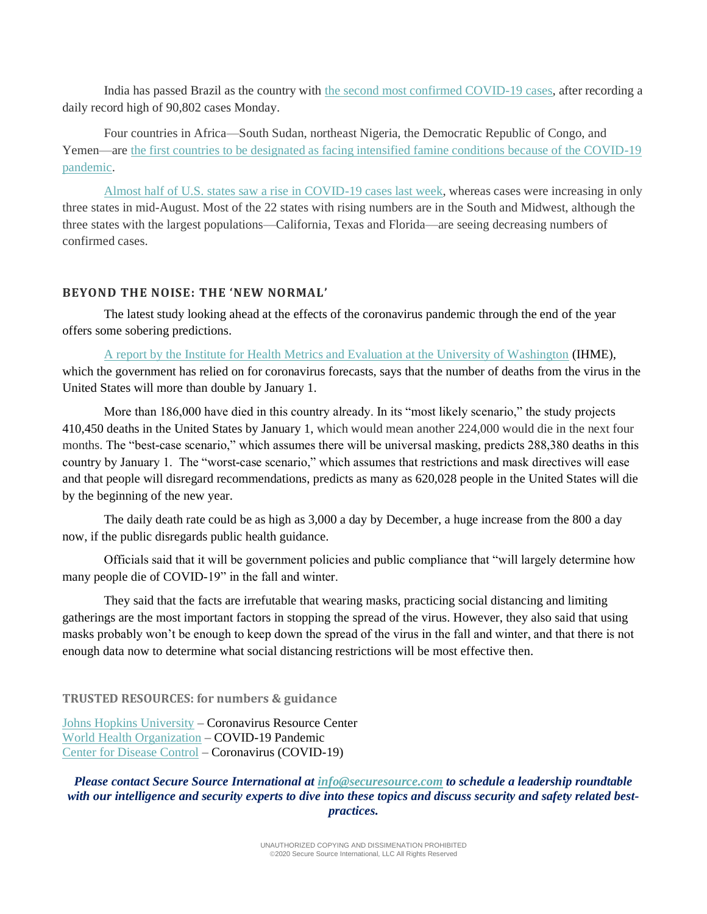India has passed Brazil as the country with the second most confirmed COVID-19 cases, after recording a daily record high of 90,802 cases Monday.

Four countries in Africa—South Sudan, northeast Nigeria, the Democratic Republic of Congo, and Yemen—are the first countries to be designated as facing intensified famine conditions because of the COVID-19 pandemic.

Almost half of U.S. states saw a rise in COVID-19 cases last week, whereas cases were increasing in only three states in mid-August. Most of the 22 states with rising numbers are in the South and Midwest, although the three states with the largest populations—California, Texas and Florida—are seeing decreasing numbers of confirmed cases.

## BEYOND THE NOISE: THE 'NEW NORMAL'

The latest study looking ahead at the effects of the coronavirus pandemic through the end of the year offers some sobering predictions.

A report by the Institute for Health Metrics and Evaluation at the University of Washington (IHME), which the government has relied on for coronavirus forecasts, says that the number of deaths from the virus in the United States will more than double by January 1.

More than 186,000 have died in this country already. In its "most likely scenario," the study projects 410,450 deaths in the United States by January 1, which would mean another 224,000 would die in the next four months. The "best-case scenario," which assumes there will be universal masking, predicts 288,380 deaths in this country by January 1. The "worst-case scenario," which assumes that restrictions and mask directives will ease and that people will disregard recommendations, predicts as many as 620,028 people in the United States will die by the beginning of the new year.

The daily death rate could be as high as 3,000 a day by December, a huge increase from the 800 a day now, if the public disregards public health guidance.

Officials said that it will be government policies and public compliance that "will largely determine how many people die of COVID-19" in the fall and winter.

They said that the facts are irrefutable that wearing masks, practicing social distancing and limiting gatherings are the most important factors in stopping the spread of the virus. However, they also said that using masks probably won't be enough to keep down the spread of the virus in the fall and winter, and that there is not enough data now to determine what social distancing restrictions will be most effective then.

## TRUSTED RESOURCES: for numbers & guidance

Johns Hopkins University – Coronavirus Resource Center
World Health Organization – COVID-19 Pandemic
Center for Disease Control – Coronavirus (COVID-19)

***Please contact Secure Source International at info@securesource.com to schedule a leadership roundtable with our intelligence and security experts to dive into these topics and discuss security and safety related best-practices.***

UNAUTHORIZED COPYING AND DISSIMENATION PROHIBITED
©2020 Secure Source International, LLC All Rights Reserved